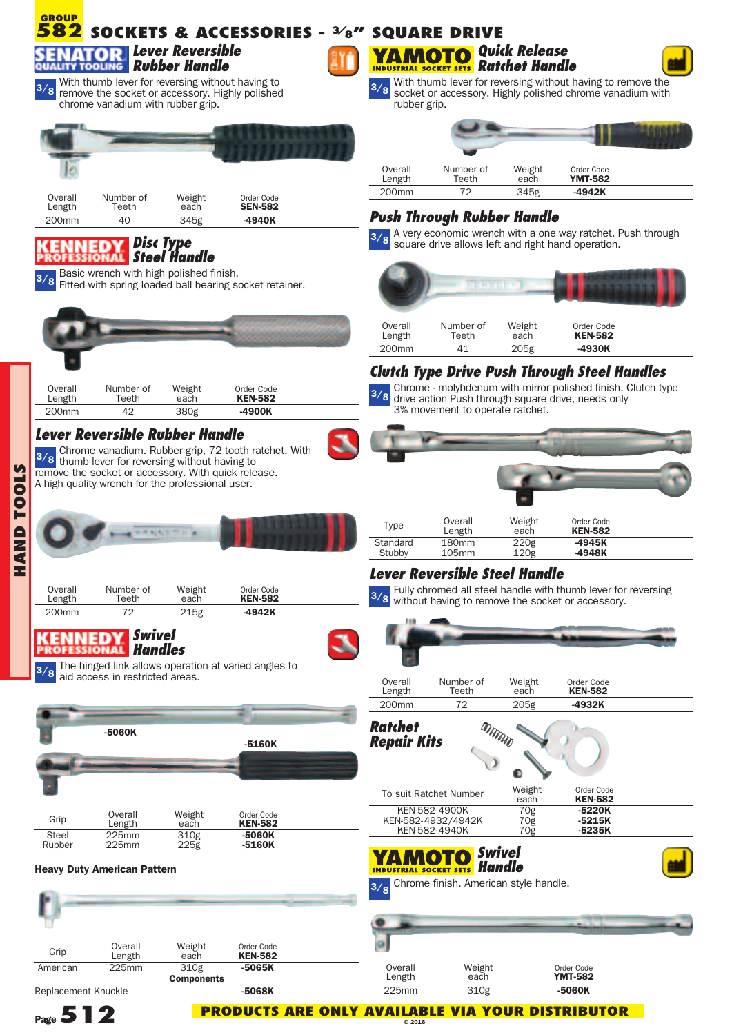# GROUP 582 SOCKETS & ACCESSORIES - 3/8" SQUARE DRIVE

## SENATOR QUALITY TOOLING — Lever Reversible Rubber Handle

3/8 With thumb lever for reversing without having to remove the socket or accessory. Highly polished chrome vanadium with rubber grip.

| Overall Length | Number of Teeth | Weight each | Order Code SEN-582 |
|---|---|---|---|
| 200mm | 40 | 345g | -4940K |

## KENNEDY PROFESSIONAL — Disc Type Steel Handle

3/8 Basic wrench with high polished finish.
Fitted with spring loaded ball bearing socket retainer.

| Overall Length | Number of Teeth | Weight each | Order Code KEN-582 |
|---|---|---|---|
| 200mm | 42 | 380g | -4900K |

## Lever Reversible Rubber Handle

3/8 Chrome vanadium. Rubber grip, 72 tooth ratchet. With thumb lever for reversing without having to remove the socket or accessory. With quick release.
A high quality wrench for the professional user.

| Overall Length | Number of Teeth | Weight each | Order Code KEN-582 |
|---|---|---|---|
| 200mm | 72 | 215g | -4942K |

## KENNEDY PROFESSIONAL — Swivel Handles

3/8 The hinged link allows operation at varied angles to aid access in restricted areas.

-5060K

-5160K

| Grip | Overall Length | Weight each | Order Code KEN-582 |
|---|---|---|---|
| Steel | 225mm | 310g | -5060K |
| Rubber | 225mm | 225g | -5160K |

### Heavy Duty American Pattern

| Grip | Overall Length | Weight each | Order Code KEN-582 |
|---|---|---|---|
| American | 225mm | 310g | -5065K |
| | | **Components** | |
| Replacement Knuckle | | | -5068K |

## YAMOTO INDUSTRIAL SOCKET SETS — Quick Release Ratchet Handle

3/8 With thumb lever for reversing without having to remove the socket or accessory. Highly polished chrome vanadium with rubber grip.

| Overall Length | Number of Teeth | Weight each | Order Code YMT-582 |
|---|---|---|---|
| 200mm | 72 | 345g | -4942K |

## Push Through Rubber Handle

3/8 A very economic wrench with a one way ratchet. Push through square drive allows left and right hand operation.

| Overall Length | Number of Teeth | Weight each | Order Code KEN-582 |
|---|---|---|---|
| 200mm | 41 | 205g | -4930K |

## Clutch Type Drive Push Through Steel Handles

3/8 Chrome - molybdenum with mirror polished finish. Clutch type drive action Push through square drive, needs only 3% movement to operate ratchet.

| Type | Overall Length | Weight each | Order Code KEN-582 |
|---|---|---|---|
| Standard | 180mm | 220g | -4945K |
| Stubby | 105mm | 120g | -4948K |

## Lever Reversible Steel Handle

3/8 Fully chromed all steel handle with thumb lever for reversing without having to remove the socket or accessory.

| Overall Length | Number of Teeth | Weight each | Order Code KEN-582 |
|---|---|---|---|
| 200mm | 72 | 205g | -4932K |

## Ratchet Repair Kits

| To suit Ratchet Number | Weight each | Order Code KEN-582 |
|---|---|---|
| KEN-582-4900K | 70g | -5220K |
| KEN-582-4932/4942K | 70g | -5215K |
| KEN-582-4940K | 70g | -5235K |

## YAMOTO INDUSTRIAL SOCKET SETS — Swivel Handle

3/8 Chrome finish. American style handle.

| Overall Length | Weight each | Order Code YMT-582 |
|---|---|---|
| 225mm | 310g | -5060K |

HAND TOOLS

PRODUCTS ARE ONLY AVAILABLE VIA YOUR DISTRIBUTOR

© 2016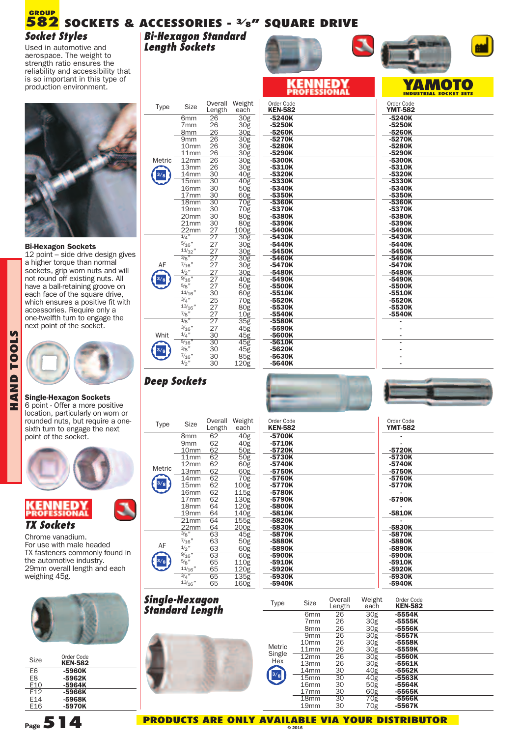# GROUP 582 SOCKETS & ACCESSORIES - 3/8" SQUARE DRIVE

## Socket Styles

Used in automotive and aerospace. The weight to strength ratio ensures the reliability and accessibility that is so important in this type of production environment.

**Bi-Hexagon Sockets**
12 point – side drive design gives a higher torque than normal sockets, grip worn nuts and will not round off existing nuts. All have a ball-retaining groove on each face of the square drive, which ensures a positive fit with accessories. Require only a one-twelfth turn to engage the next point of the socket.

**Single-Hexagon Sockets**
6 point - Offer a more positive location, particularly on worn or rounded nuts, but require a one-sixth turn to engage the next point of the socket.

## KENNEDY PROFESSIONAL TX Sockets

Chrome vanadium.
For use with male headed TX fasteners commonly found in the automotive industry.
29mm overall length and each weighing 45g.

| Size | Order Code KEN-582 |
|---|---|
| E6 | -5960K |
| E8 | -5962K |
| E10 | -5964K |
| E12 | -5966K |
| E14 | -5968K |
| E16 | -5970K |

## Bi-Hexagon Standard Length Sockets

| Type | Size | Overall Length | Weight each | KENNEDY PROFESSIONAL Order Code KEN-582 | YAMOTO Order Code YMT-582 |
|---|---|---|---|---|---|
| Metric 3/8 | 6mm | 26 | 30g | -5240K | -5240K |
| | 7mm | 26 | 30g | -5250K | -5250K |
| | 8mm | 26 | 30g | -5260K | -5260K |
| | 9mm | 26 | 30g | -5270K | -5270K |
| | 10mm | 26 | 30g | -5280K | -5280K |
| | 11mm | 26 | 30g | -5290K | -5290K |
| | 12mm | 26 | 30g | -5300K | -5300K |
| | 13mm | 26 | 30g | -5310K | -5310K |
| | 14mm | 30 | 40g | -5320K | -5320K |
| | 15mm | 30 | 40g | -5330K | -5330K |
| | 16mm | 30 | 50g | -5340K | -5340K |
| | 17mm | 30 | 60g | -5350K | -5350K |
| | 18mm | 30 | 70g | -5360K | -5360K |
| | 19mm | 30 | 70g | -5370K | -5370K |
| | 20mm | 30 | 80g | -5380K | -5380K |
| | 21mm | 30 | 80g | -5390K | -5390K |
| | 22mm | 27 | 100g | -5400K | -5400K |
| AF 3/8 | 1/4" | 27 | 30g | -5430K | -5430K |
| | 5/16" | 27 | 30g | -5440K | -5440K |
| | 11/32" | 27 | 30g | -5450K | -5450K |
| | 3/8" | 27 | 30g | -5460K | -5460K |
| | 7/16" | 27 | 30g | -5470K | -5470K |
| | 1/2" | 27 | 30g | -5480K | -5480K |
| | 9/16" | 27 | 40g | -5490K | -5490K |
| | 5/8" | 27 | 50g | -5500K | -5500K |
| | 11/16" | 30 | 60g | -5510K | -5510K |
| | 3/4" | 25 | 70g | -5520K | -5520K |
| | 13/16" | 27 | 80g | -5530K | -5530K |
| | 7/8" | 27 | 10g | -5540K | -5540K |
| Whit 3/8 | 1/8" | 27 | 35g | -5580K | - |
| | 3/16" | 27 | 45g | -5590K | - |
| | 1/4" | 30 | 45g | -5600K | - |
| | 5/16" | 30 | 45g | -5610K | - |
| | 3/8" | 30 | 45g | -5620K | - |
| | 7/16" | 30 | 85g | -5630K | - |
| | 1/2" | 30 | 120g | -5640K | - |

## Deep Sockets

| Type | Size | Overall Length | Weight each | Order Code KEN-582 | Order Code YMT-582 |
|---|---|---|---|---|---|
| Metric 3/8 | 8mm | 62 | 40g | -5700K | - |
| | 9mm | 62 | 40g | -5710K | - |
| | 10mm | 62 | 50g | -5720K | -5720K |
| | 11mm | 62 | 50g | -5730K | -5730K |
| | 12mm | 62 | 60g | -5740K | -5740K |
| | 13mm | 62 | 60g | -5750K | -5750K |
| | 14mm | 62 | 70g | -5760K | -5760K |
| | 15mm | 62 | 100g | -5770K | -5770K |
| | 16mm | 62 | 115g | -5780K | - |
| | 17mm | 62 | 130g | -5790K | -5790K |
| | 18mm | 64 | 120g | -5800K | - |
| | 19mm | 64 | 140g | -5810K | -5810K |
| | 21mm | 64 | 155g | -5820K | - |
| | 22mm | 64 | 200g | -5830K | -5830K |
| AF 3/8 | 3/8" | 63 | 45g | -5870K | -5870K |
| | 7/16" | 63 | 50g | -5880K | -5880K |
| | 1/2" | 63 | 60g | -5890K | -5890K |
| | 9/16" | 63 | 60g | -5900K | -5900K |
| | 5/8" | 65 | 110g | -5910K | -5910K |
| | 11/16" | 65 | 120g | -5920K | -5920K |
| | 3/4" | 65 | 135g | -5930K | -5930K |
| | 13/16" | 65 | 160g | -5940K | -5940K |

## Single-Hexagon Standard Length

| Type | Size | Overall Length | Weight each | Order Code KEN-582 |
|---|---|---|---|---|
| Metric Single Hex 3/8 | 6mm | 26 | 30g | -5554K |
| | 7mm | 26 | 30g | -5555K |
| | 8mm | 26 | 30g | -5556K |
| | 9mm | 26 | 30g | -5557K |
| | 10mm | 26 | 30g | -5558K |
| | 11mm | 26 | 30g | -5559K |
| | 12mm | 26 | 30g | -5560K |
| | 13mm | 26 | 30g | -5561K |
| | 14mm | 30 | 40g | -5562K |
| | 15mm | 30 | 40g | -5563K |
| | 16mm | 30 | 50g | -5564K |
| | 17mm | 30 | 60g | -5565K |
| | 18mm | 30 | 70g | -5566K |
| | 19mm | 30 | 70g | -5567K |

**PRODUCTS ARE ONLY AVAILABLE VIA YOUR DISTRIBUTOR**

© 2016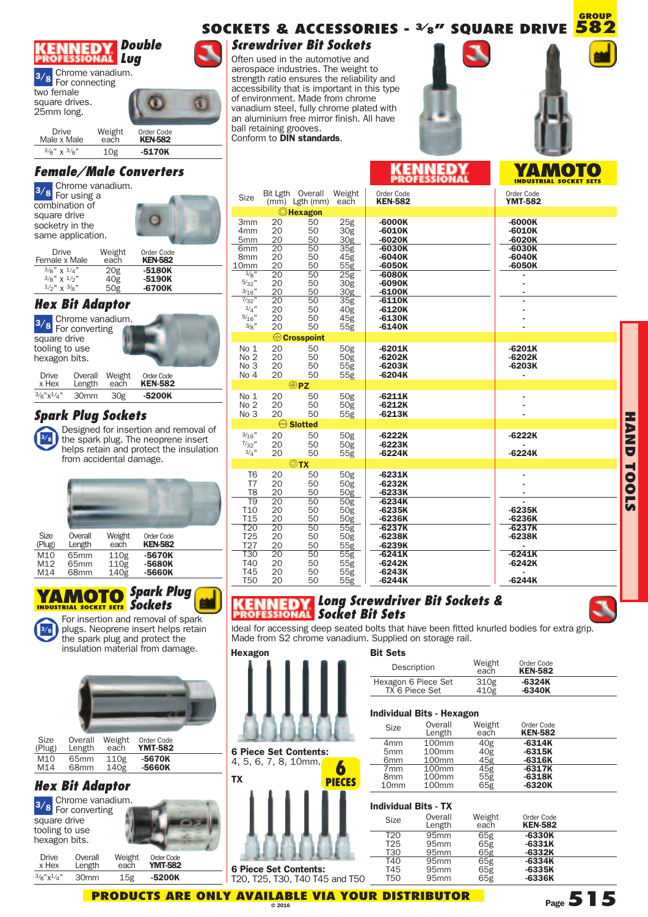# SOCKETS & ACCESSORIES - 3/8" SQUARE DRIVE

GROUP 582

## KENNEDY PROFESSIONAL Double Lug

3/8 Chrome vanadium. For connecting two female square drives. 25mm long.

| Drive Male x Male | Weight each | Order Code KEN-582 |
|---|---|---|
| 3/8" x 3/8" | 10g | -5170K |

## Female/Male Converters

3/8 Chrome vanadium. For using a combination of square drive sockelry in the same application.

| Drive Female x Male | Weight each | Order Code KEN-582 |
|---|---|---|
| 3/8" x 1/4" | 20g | -5180K |
| 3/8" x 1/2" | 40g | -5190K |
| 1/2" x 3/8" | 50g | -6700K |

## Hex Bit Adaptor

3/8 Chrome vanadium. For converting square drive tooling to use hexagon bits.

| Drive x Hex | Overall Length | Weight each | Order Code KEN-582 |
|---|---|---|---|
| 3/8"x1/4" | 30mm | 30g | -5200K |

## Spark Plug Sockets

3/8 Designed for insertion and removal of the spark plug. The neoprene insert helps retain and protect the insulation from accidental damage.

| Size (Plug) | Overall Length | Weight each | Order Code KEN-582 |
|---|---|---|---|
| M10 | 65mm | 110g | -5670K |
| M12 | 65mm | 110g | -5680K |
| M14 | 68mm | 140g | -5660K |

## YAMOTO Spark Plug Sockets

3/8 For insertion and removal of spark plugs. Neoprene insert helps retain the spark plug and protect the insulation material from damage.

| Size (Plug) | Overall Length | Weight each | Order Code YMT-582 |
|---|---|---|---|
| M10 | 65mm | 110g | -5670K |
| M14 | 68mm | 140g | -5660K |

## Hex Bit Adaptor

3/8 Chrome vanadium. For converting square drive tooling to use hexagon bits.

| Drive x Hex | Overall Length | Weight each | Order Code YMT-582 |
|---|---|---|---|
| 3/8"x1/4" | 30mm | 15g | -5200K |

## Screwdriver Bit Sockets

Often used in the automotive and aerospace industries. The weight to strength ratio ensures the reliability and accessibility that is important in this type of environment. Made from chrome vanadium steel, fully chrome plated with an aluminium free mirror finish. All have ball retaining grooves. Conform to **DIN standards**.

| Size | Bit Lgth (mm) | Overall Lgth (mm) | Weight each | KENNEDY PROFESSIONAL Order Code KEN-582 | YAMOTO Order Code YMT-582 |
|---|---|---|---|---|---|
| **Hexagon** | | | | | |
| 3mm | 20 | 50 | 25g | -6000K | -6000K |
| 4mm | 20 | 50 | 30g | -6010K | -6010K |
| 5mm | 20 | 50 | 30g | -6020K | -6020K |
| 6mm | 20 | 50 | 35g | -6030K | -6030K |
| 8mm | 20 | 50 | 45g | -6040K | -6040K |
| 10mm | 20 | 50 | 55g | -6050K | -6050K |
| 1/8" | 20 | 50 | 25g | -6080K | - |
| 5/32" | 20 | 50 | 30g | -6090K | - |
| 3/16" | 20 | 50 | 30g | -6100K | - |
| 7/32" | 20 | 50 | 35g | -6110K | - |
| 1/4" | 20 | 50 | 40g | -6120K | - |
| 5/16" | 20 | 50 | 45g | -6130K | - |
| 3/8" | 20 | 50 | 55g | -6140K | - |
| **Crosspoint** | | | | | |
| No 1 | 20 | 50 | 50g | -6201K | -6201K |
| No 2 | 20 | 50 | 50g | -6202K | -6202K |
| No 3 | 20 | 50 | 55g | -6203K | -6203K |
| No 4 | 20 | 50 | 55g | -6204K | - |
| **PZ** | | | | | |
| No 1 | 20 | 50 | 50g | -6211K | - |
| No 2 | 20 | 50 | 50g | -6212K | - |
| No 3 | 20 | 50 | 55g | -6213K | - |
| **Slotted** | | | | | |
| 3/16" | 20 | 50 | 50g | -6222K | -6222K |
| 7/32" | 20 | 50 | 50g | -6223K | - |
| 1/4" | 20 | 50 | 55g | -6224K | -6224K |
| **TX** | | | | | |
| T6 | 20 | 50 | 50g | -6231K | - |
| T7 | 20 | 50 | 50g | -6232K | - |
| T8 | 20 | 50 | 50g | -6233K | - |
| T9 | 20 | 50 | 50g | -6234K | - |
| T10 | 20 | 50 | 50g | -6235K | -6235K |
| T15 | 20 | 50 | 50g | -6236K | -6236K |
| T20 | 20 | 50 | 55g | -6237K | -6237K |
| T25 | 20 | 50 | 50g | -6238K | -6238K |
| T27 | 20 | 50 | 55g | -6239K | - |
| T30 | 20 | 50 | 55g | -6241K | -6241K |
| T40 | 20 | 50 | 55g | -6242K | -6242K |
| T45 | 20 | 50 | 55g | -6243K | - |
| T50 | 20 | 50 | 55g | -6244K | -6244K |

## KENNEDY PROFESSIONAL Long Screwdriver Bit Sockets & Socket Bit Sets

Ideal for accessing deep seated bolts that have been fitted knurled bodies for extra grip. Made from S2 chrome vanadium. Supplied on storage rail.

**Hexagon**

**6 Piece Set Contents:** 4, 5, 6, 7, 8, 10mm.

6 PIECES

**TX**

**6 Piece Set Contents:** T20, T25, T30, T40 T45 and T50

**Bit Sets**

| Description | Weight each | Order Code KEN-582 |
|---|---|---|
| Hexagon 6 Piece Set | 310g | -6324K |
| TX 6 Piece Set | 410g | -6340K |

**Individual Bits - Hexagon**

| Size | Overall Length | Weight each | Order Code KEN-582 |
|---|---|---|---|
| 4mm | 100mm | 40g | -6314K |
| 5mm | 100mm | 40g | -6315K |
| 6mm | 100mm | 45g | -6316K |
| 7mm | 100mm | 45g | -6317K |
| 8mm | 100mm | 55g | -6318K |
| 10mm | 100mm | 65g | -6320K |

**Individual Bits - TX**

| Size | Overall Length | Weight each | Order Code KEN-582 |
|---|---|---|---|
| T20 | 95mm | 65g | -6330K |
| T25 | 95mm | 65g | -6331K |
| T30 | 95mm | 65g | -6332K |
| T40 | 95mm | 65g | -6334K |
| T45 | 95mm | 65g | -6335K |
| T50 | 95mm | 65g | -6336K |

HAND TOOLS

**PRODUCTS ARE ONLY AVAILABLE VIA YOUR DISTRIBUTOR**

© 2016